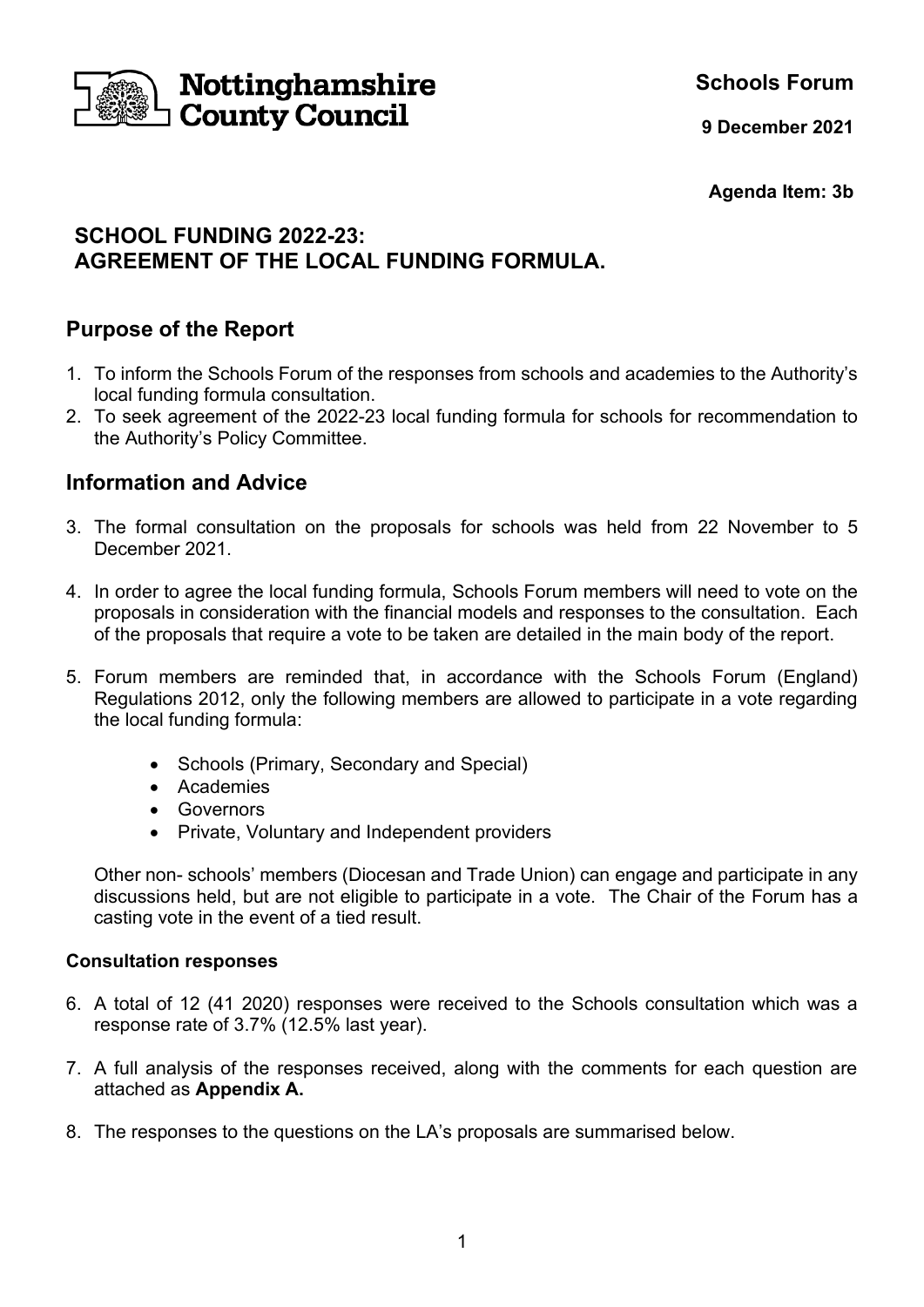Nottinghamshire County Council

**Schools Forum**

**9 December 2021**

**Agenda Item: 3b**

## SCHOOL FUNDING 2022-23: AGREEMENT OF THE LOCAL FUNDING FORMULA.

## Purpose of the Report

1. To inform the Schools Forum of the responses from schools and academies to the Authority's local funding formula consultation.
2. To seek agreement of the 2022-23 local funding formula for schools for recommendation to the Authority's Policy Committee.

## Information and Advice

3. The formal consultation on the proposals for schools was held from 22 November to 5 December 2021.

4. In order to agree the local funding formula, Schools Forum members will need to vote on the proposals in consideration with the financial models and responses to the consultation. Each of the proposals that require a vote to be taken are detailed in the main body of the report.

5. Forum members are reminded that, in accordance with the Schools Forum (England) Regulations 2012, only the following members are allowed to participate in a vote regarding the local funding formula:

    - Schools (Primary, Secondary and Special)
    - Academies
    - Governors
    - Private, Voluntary and Independent providers

   Other non- schools' members (Diocesan and Trade Union) can engage and participate in any discussions held, but are not eligible to participate in a vote. The Chair of the Forum has a casting vote in the event of a tied result.

**Consultation responses**

6. A total of 12 (41 2020) responses were received to the Schools consultation which was a response rate of 3.7% (12.5% last year).

7. A full analysis of the responses received, along with the comments for each question are attached as **Appendix A.**

8. The responses to the questions on the LA's proposals are summarised below.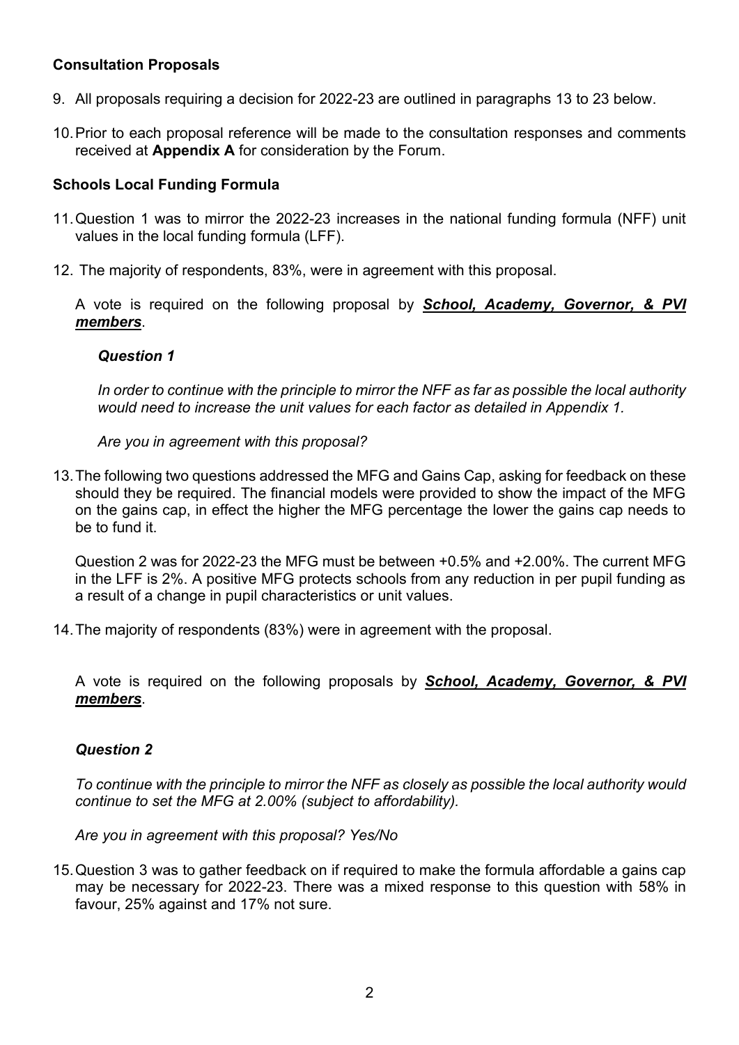**Consultation Proposals**

9. All proposals requiring a decision for 2022-23 are outlined in paragraphs 13 to 23 below.

10. Prior to each proposal reference will be made to the consultation responses and comments received at **Appendix A** for consideration by the Forum.

**Schools Local Funding Formula**

11. Question 1 was to mirror the 2022-23 increases in the national funding formula (NFF) unit values in the local funding formula (LFF).

12. The majority of respondents, 83%, were in agreement with this proposal.

A vote is required on the following proposal by ***School, Academy, Governor, & PVI members***.

***Question 1***

*In order to continue with the principle to mirror the NFF as far as possible the local authority would need to increase the unit values for each factor as detailed in Appendix 1.*

*Are you in agreement with this proposal?*

13. The following two questions addressed the MFG and Gains Cap, asking for feedback on these should they be required. The financial models were provided to show the impact of the MFG on the gains cap, in effect the higher the MFG percentage the lower the gains cap needs to be to fund it.

Question 2 was for 2022-23 the MFG must be between +0.5% and +2.00%. The current MFG in the LFF is 2%. A positive MFG protects schools from any reduction in per pupil funding as a result of a change in pupil characteristics or unit values.

14. The majority of respondents (83%) were in agreement with the proposal.

A vote is required on the following proposals by ***School, Academy, Governor, & PVI members***.

***Question 2***

*To continue with the principle to mirror the NFF as closely as possible the local authority would continue to set the MFG at 2.00% (subject to affordability).*

*Are you in agreement with this proposal? Yes/No*

15. Question 3 was to gather feedback on if required to make the formula affordable a gains cap may be necessary for 2022-23. There was a mixed response to this question with 58% in favour, 25% against and 17% not sure.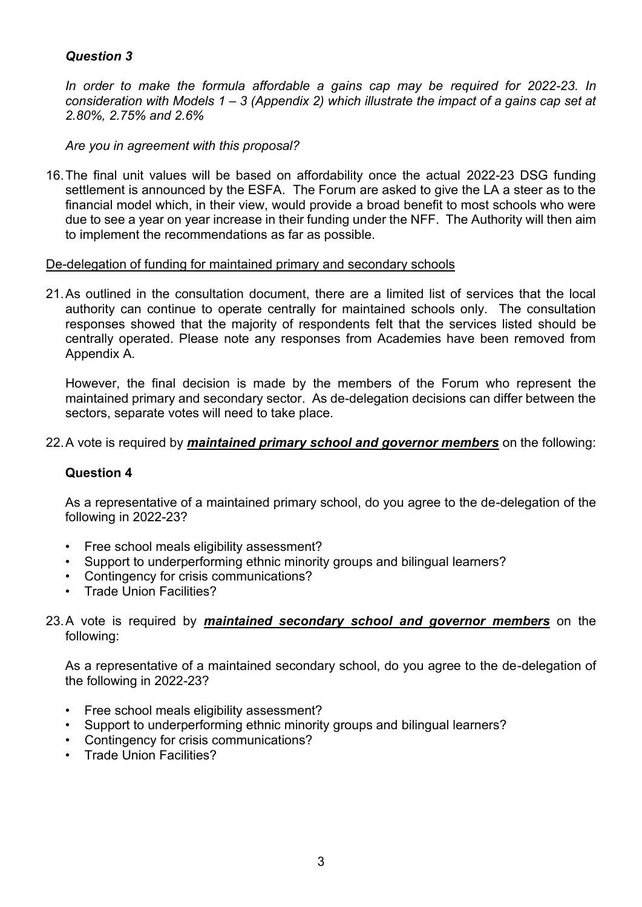***Question 3***

*In order to make the formula affordable a gains cap may be required for 2022-23. In consideration with Models 1 – 3 (Appendix 2) which illustrate the impact of a gains cap set at 2.80%, 2.75% and 2.6%*

*Are you in agreement with this proposal?*

16. The final unit values will be based on affordability once the actual 2022-23 DSG funding settlement is announced by the ESFA. The Forum are asked to give the LA a steer as to the financial model which, in their view, would provide a broad benefit to most schools who were due to see a year on year increase in their funding under the NFF. The Authority will then aim to implement the recommendations as far as possible.

<u>De-delegation of funding for maintained primary and secondary schools</u>

21. As outlined in the consultation document, there are a limited list of services that the local authority can continue to operate centrally for maintained schools only. The consultation responses showed that the majority of respondents felt that the services listed should be centrally operated. Please note any responses from Academies have been removed from Appendix A.

    However, the final decision is made by the members of the Forum who represent the maintained primary and secondary sector. As de-delegation decisions can differ between the sectors, separate votes will need to take place.

22. A vote is required by ***<u>maintained primary school and governor members</u>*** on the following:

    **Question 4**

    As a representative of a maintained primary school, do you agree to the de-delegation of the following in 2022-23?

    - Free school meals eligibility assessment?
    - Support to underperforming ethnic minority groups and bilingual learners?
    - Contingency for crisis communications?
    - Trade Union Facilities?

23. A vote is required by ***<u>maintained secondary school and governor members</u>*** on the following:

    As a representative of a maintained secondary school, do you agree to the de-delegation of the following in 2022-23?

    - Free school meals eligibility assessment?
    - Support to underperforming ethnic minority groups and bilingual learners?
    - Contingency for crisis communications?
    - Trade Union Facilities?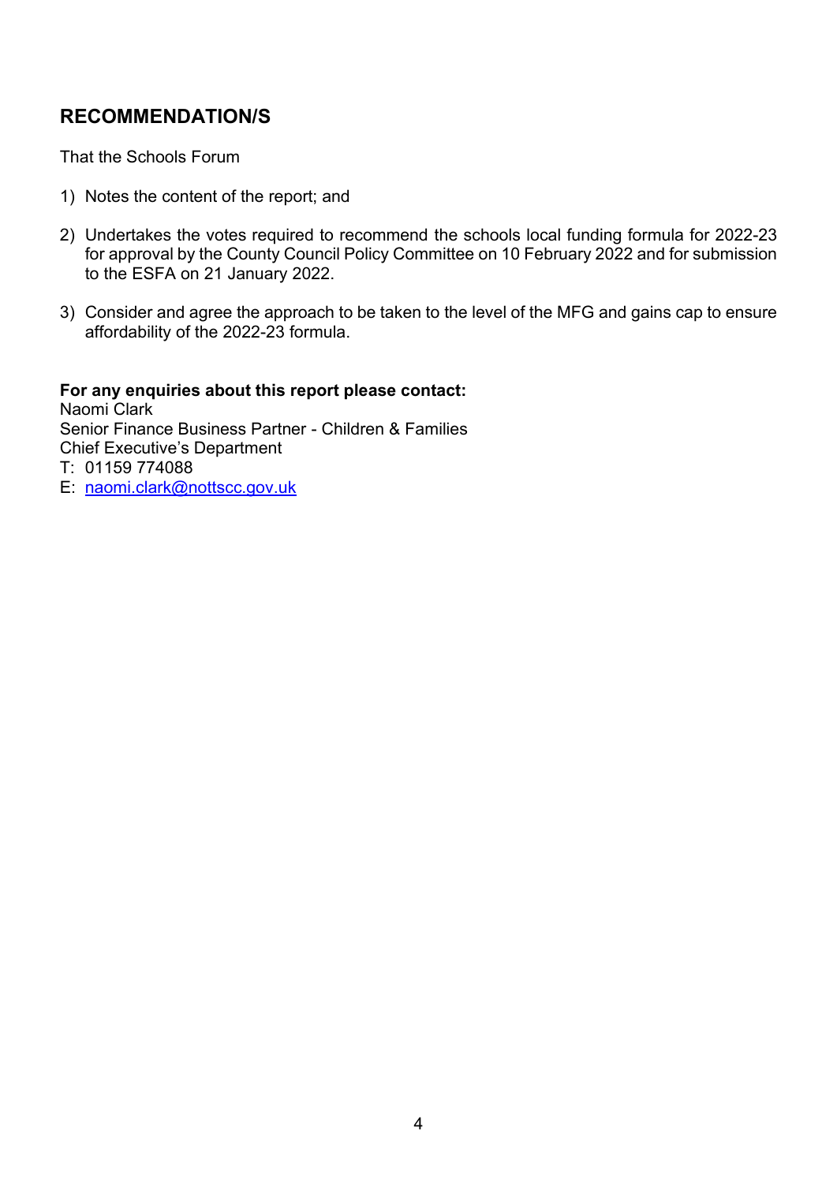## RECOMMENDATION/S

That the Schools Forum

1) Notes the content of the report; and

2) Undertakes the votes required to recommend the schools local funding formula for 2022-23 for approval by the County Council Policy Committee on 10 February 2022 and for submission to the ESFA on 21 January 2022.

3) Consider and agree the approach to be taken to the level of the MFG and gains cap to ensure affordability of the 2022-23 formula.

**For any enquiries about this report please contact:**
Naomi Clark
Senior Finance Business Partner - Children & Families
Chief Executive's Department
T: 01159 774088
E: naomi.clark@nottscc.gov.uk